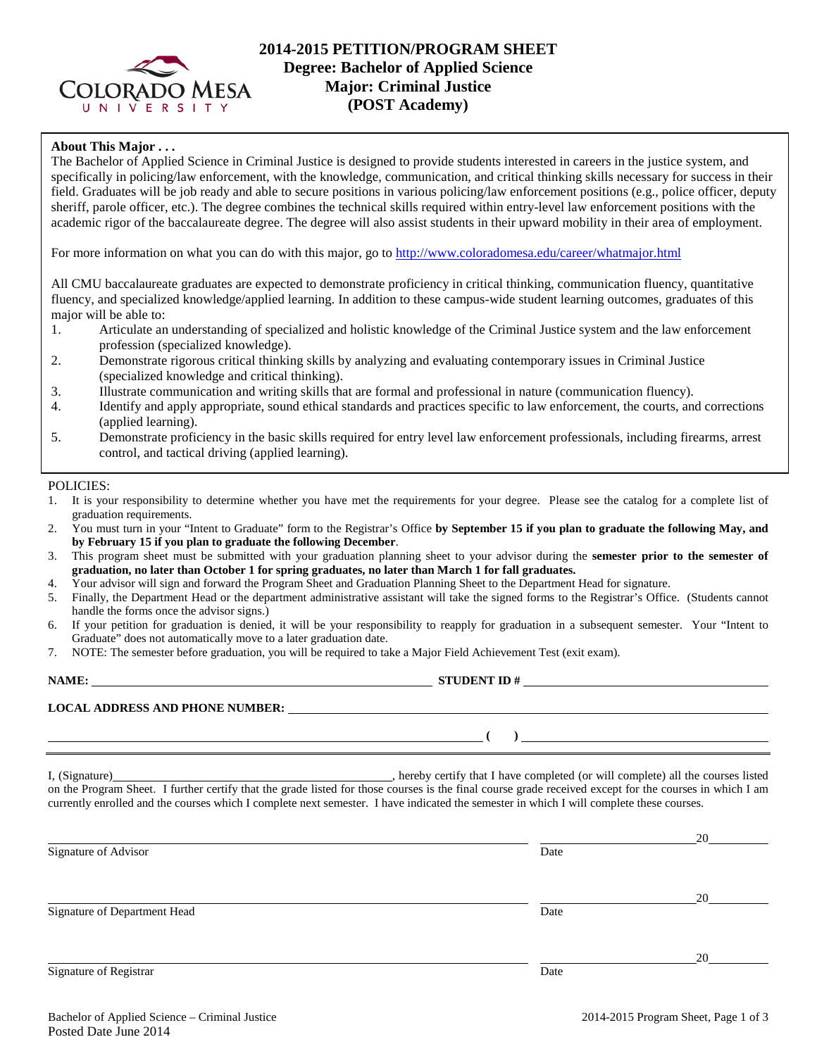# 2014-2015 PETITION/PROGRAM SHEET
## Degree: Bachelor of Applied Science
## Major: Criminal Justice
## (POST Academy)

**About This Major . . .**

The Bachelor of Applied Science in Criminal Justice is designed to provide students interested in careers in the justice system, and specifically in policing/law enforcement, with the knowledge, communication, and critical thinking skills necessary for success in their field. Graduates will be job ready and able to secure positions in various policing/law enforcement positions (e.g., police officer, deputy sheriff, parole officer, etc.). The degree combines the technical skills required within entry-level law enforcement positions with the academic rigor of the baccalaureate degree. The degree will also assist students in their upward mobility in their area of employment.

For more information on what you can do with this major, go to http://www.coloradomesa.edu/career/whatmajor.html

All CMU baccalaureate graduates are expected to demonstrate proficiency in critical thinking, communication fluency, quantitative fluency, and specialized knowledge/applied learning. In addition to these campus-wide student learning outcomes, graduates of this major will be able to:

1. Articulate an understanding of specialized and holistic knowledge of the Criminal Justice system and the law enforcement profession (specialized knowledge).
2. Demonstrate rigorous critical thinking skills by analyzing and evaluating contemporary issues in Criminal Justice (specialized knowledge and critical thinking).
3. Illustrate communication and writing skills that are formal and professional in nature (communication fluency).
4. Identify and apply appropriate, sound ethical standards and practices specific to law enforcement, the courts, and corrections (applied learning).
5. Demonstrate proficiency in the basic skills required for entry level law enforcement professionals, including firearms, arrest control, and tactical driving (applied learning).

POLICIES:

1. It is your responsibility to determine whether you have met the requirements for your degree. Please see the catalog for a complete list of graduation requirements.
2. You must turn in your "Intent to Graduate" form to the Registrar's Office **by September 15 if you plan to graduate the following May, and by February 15 if you plan to graduate the following December**.
3. This program sheet must be submitted with your graduation planning sheet to your advisor during the **semester prior to the semester of graduation, no later than October 1 for spring graduates, no later than March 1 for fall graduates.**
4. Your advisor will sign and forward the Program Sheet and Graduation Planning Sheet to the Department Head for signature.
5. Finally, the Department Head or the department administrative assistant will take the signed forms to the Registrar's Office. (Students cannot handle the forms once the advisor signs.)
6. If your petition for graduation is denied, it will be your responsibility to reapply for graduation in a subsequent semester. Your "Intent to Graduate" does not automatically move to a later graduation date.
7. NOTE: The semester before graduation, you will be required to take a Major Field Achievement Test (exit exam).

**NAME:** ______________________________ **STUDENT ID #** ______________________________

**LOCAL ADDRESS AND PHONE NUMBER:** ______________________________

______________________________ **( )** ______________________________

I, (Signature)______________________________, hereby certify that I have completed (or will complete) all the courses listed on the Program Sheet. I further certify that the grade listed for those courses is the final course grade received except for the courses in which I am currently enrolled and the courses which I complete next semester. I have indicated the semester in which I will complete these courses.

______________________________ ______________ 20______
Signature of Advisor Date

______________________________ ______________ 20______
Signature of Department Head Date

______________________________ ______________ 20______
Signature of Registrar Date

Bachelor of Applied Science – Criminal Justice
Posted Date June 2014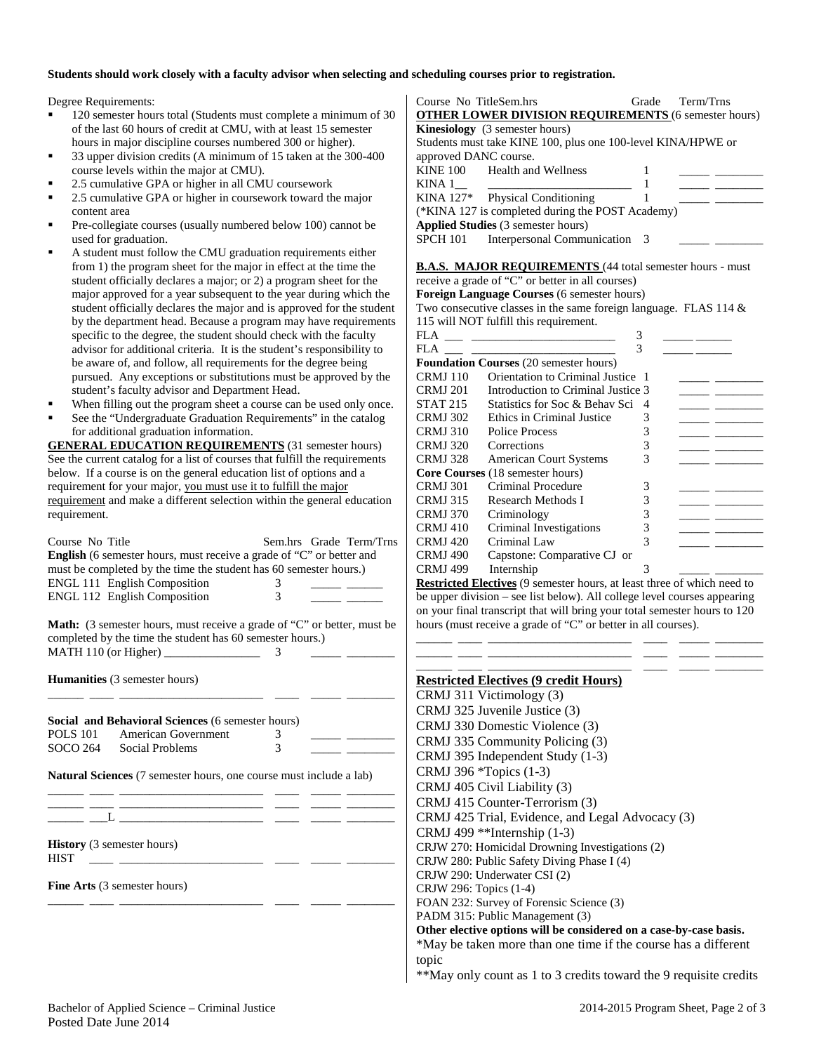**Students should work closely with a faculty advisor when selecting and scheduling courses prior to registration.**

Degree Requirements:

- 120 semester hours total (Students must complete a minimum of 30 of the last 60 hours of credit at CMU, with at least 15 semester hours in major discipline courses numbered 300 or higher).
- 33 upper division credits (A minimum of 15 taken at the 300-400 course levels within the major at CMU).
- 2.5 cumulative GPA or higher in all CMU coursework
- 2.5 cumulative GPA or higher in coursework toward the major content area
- Pre-collegiate courses (usually numbered below 100) cannot be used for graduation.
- A student must follow the CMU graduation requirements either from 1) the program sheet for the major in effect at the time the student officially declares a major; or 2) a program sheet for the major approved for a year subsequent to the year during which the student officially declares the major and is approved for the student by the department head. Because a program may have requirements specific to the degree, the student should check with the faculty advisor for additional criteria. It is the student's responsibility to be aware of, and follow, all requirements for the degree being pursued. Any exceptions or substitutions must be approved by the student's faculty advisor and Department Head.
- When filling out the program sheet a course can be used only once.
- See the "Undergraduate Graduation Requirements" in the catalog for additional graduation information.

**GENERAL EDUCATION REQUIREMENTS** (31 semester hours) See the current catalog for a list of courses that fulfill the requirements below. If a course is on the general education list of options and a requirement for your major, you must use it to fulfill the major requirement and make a different selection within the general education requirement.

| Course No | Title | Sem.hrs | Grade | Term/Trns |
|---|---|---|---|---|
| **English** (6 semester hours, must receive a grade of "C" or better and must be completed by the time the student has 60 semester hours.) | | | | |
| ENGL 111 | English Composition | 3 | _____ | ______ |
| ENGL 112 | English Composition | 3 | _____ | ______ |
| **Math:** (3 semester hours, must receive a grade of "C" or better, must be completed by the time the student has 60 semester hours.) | | | | |
| MATH 110 (or Higher) | ________________ | 3 | _____ | ________ |
| **Humanities** (3 semester hours) | | | | |
| ______ ____ | ________________________ | ____ | _____ | ________ |
| **Social and Behavioral Sciences** (6 semester hours) | | | | |
| POLS 101 | American Government | 3 | _____ | ________ |
| SOCO 264 | Social Problems | 3 | _____ | ________ |
| **Natural Sciences** (7 semester hours, one course must include a lab) | | | | |
| ______ ____ | ________________________ | ____ | _____ | ________ |
| ______ ____ | ________________________ | ____ | _____ | ________ |
| ______ ___L | ________________________ | ____ | _____ | ________ |
| **History** (3 semester hours) | | | | |
| HIST ____ | ________________________ | ____ | _____ | ________ |
| **Fine Arts** (3 semester hours) | | | | |
| ______ ____ | ________________________ | ____ | _____ | ________ |

| Course No | Title | Sem.hrs | Grade | Term/Trns |
|---|---|---|---|---|
| **OTHER LOWER DIVISION REQUIREMENTS** (6 semester hours) | | | | |
| **Kinesiology** (3 semester hours) Students must take KINE 100, plus one 100-level KINA/HPWE or approved DANC course. | | | | |
| KINE 100 | Health and Wellness | 1 | _____ | ________ |
| KINA 1__ | ________________________ | 1 | _____ | ________ |
| KINA 127* | Physical Conditioning | 1 | _____ | ________ |
| (*KINA 127 is completed during the POST Academy) | | | | |
| **Applied Studies** (3 semester hours) | | | | |
| SPCH 101 | Interpersonal Communication | 3 | _____ | ________ |

**B.A.S. MAJOR REQUIREMENTS** (44 total semester hours - must receive a grade of "C" or better in all courses)

| Course No | Title | Sem.hrs | Grade | Term/Trns |
|---|---|---|---|---|
| **Foreign Language Courses** (6 semester hours) Two consecutive classes in the same foreign language. FLAS 114 & 115 will NOT fulfill this requirement. | | | | |
| FLA ___ | ________________________ | 3 | _____ | ______ |
| FLA ___ | ________________________ | 3 | _____ | ______ |
| **Foundation Courses** (20 semester hours) | | | | |
| CRMJ 110 | Orientation to Criminal Justice | 1 | _____ | ________ |
| CRMJ 201 | Introduction to Criminal Justice | 3 | _____ | ________ |
| STAT 215 | Statistics for Soc & Behav Sci | 4 | _____ | ________ |
| CRMJ 302 | Ethics in Criminal Justice | 3 | _____ | ________ |
| CRMJ 310 | Police Process | 3 | _____ | ________ |
| CRMJ 320 | Corrections | 3 | _____ | ________ |
| CRMJ 328 | American Court Systems | 3 | _____ | ________ |
| **Core Courses** (18 semester hours) | | | | |
| CRMJ 301 | Criminal Procedure | 3 | _____ | ________ |
| CRMJ 315 | Research Methods I | 3 | _____ | ________ |
| CRMJ 370 | Criminology | 3 | _____ | ________ |
| CRMJ 410 | Criminal Investigations | 3 | _____ | ________ |
| CRMJ 420 | Criminal Law | 3 | _____ | ________ |
| CRMJ 490 | Capstone: Comparative CJ or | | | |
| CRMJ 499 | Internship | 3 | _____ | ________ |

**Restricted Electives** (9 semester hours, at least three of which need to be upper division – see list below). All college level courses appearing on your final transcript that will bring your total semester hours to 120 hours (must receive a grade of "C" or better in all courses).

| | | | | | |
|---|---|---|---|---|---|
| ______ | ____ | ________________________ | ____ | _____ | ________ |
| ______ | ____ | ________________________ | ____ | _____ | ________ |
| ______ | ____ | ________________________ | ____ | _____ | ________ |

**Restricted Electives (9 credit Hours)**

CRMJ 311 Victimology (3)
CRMJ 325 Juvenile Justice (3)
CRMJ 330 Domestic Violence (3)
CRMJ 335 Community Policing (3)
CRMJ 395 Independent Study (1-3)
CRMJ 396 *Topics (1-3)
CRMJ 405 Civil Liability (3)
CRMJ 415 Counter-Terrorism (3)
CRMJ 425 Trial, Evidence, and Legal Advocacy (3)
CRMJ 499 **Internship (1-3)
CRJW 270: Homicidal Drowning Investigations (2)
CRJW 280: Public Safety Diving Phase I (4)
CRJW 290: Underwater CSI (2)
CRJW 296: Topics (1-4)
FOAN 232: Survey of Forensic Science (3)
PADM 315: Public Management (3)

**Other elective options will be considered on a case-by-case basis.**

*May be taken more than one time if the course has a different topic

**May only count as 1 to 3 credits toward the 9 requisite credits

Bachelor of Applied Science – Criminal Justice
Posted Date June 2014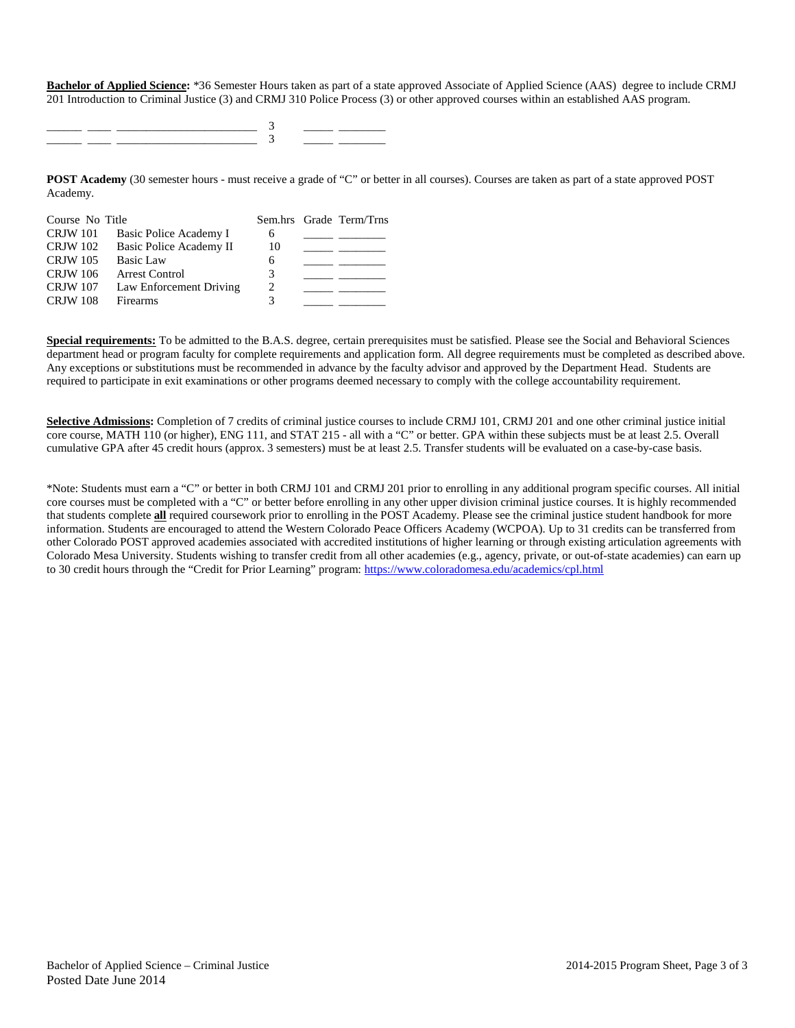**Bachelor of Applied Science:** *36 Semester Hours taken as part of a state approved Associate of Applied Science (AAS) degree to include CRMJ 201 Introduction to Criminal Justice (3) and CRMJ 310 Police Process (3) or other approved courses within an established AAS program.

| | | | | | |
|---|---|---|---|---|---|
| ______ | ____ | _______________________ | 3 | _____ | ________ |
| ______ | ____ | _______________________ | 3 | _____ | ________ |

**POST Academy** (30 semester hours - must receive a grade of "C" or better in all courses). Courses are taken as part of a state approved POST Academy.

| Course No | Title | Sem.hrs | Grade | Term/Trns |
|---|---|---|---|---|
| CRJW 101 | Basic Police Academy I | 6 | _____ | ________ |
| CRJW 102 | Basic Police Academy II | 10 | _____ | ________ |
| CRJW 105 | Basic Law | 6 | _____ | ________ |
| CRJW 106 | Arrest Control | 3 | _____ | ________ |
| CRJW 107 | Law Enforcement Driving | 2 | _____ | ________ |
| CRJW 108 | Firearms | 3 | _____ | ________ |

**Special requirements:** To be admitted to the B.A.S. degree, certain prerequisites must be satisfied. Please see the Social and Behavioral Sciences department head or program faculty for complete requirements and application form. All degree requirements must be completed as described above. Any exceptions or substitutions must be recommended in advance by the faculty advisor and approved by the Department Head. Students are required to participate in exit examinations or other programs deemed necessary to comply with the college accountability requirement.

**Selective Admissions:** Completion of 7 credits of criminal justice courses to include CRMJ 101, CRMJ 201 and one other criminal justice initial core course, MATH 110 (or higher), ENG 111, and STAT 215 - all with a "C" or better. GPA within these subjects must be at least 2.5. Overall cumulative GPA after 45 credit hours (approx. 3 semesters) must be at least 2.5. Transfer students will be evaluated on a case-by-case basis.

*Note: Students must earn a "C" or better in both CRMJ 101 and CRMJ 201 prior to enrolling in any additional program specific courses. All initial core courses must be completed with a "C" or better before enrolling in any other upper division criminal justice courses. It is highly recommended that students complete **all** required coursework prior to enrolling in the POST Academy. Please see the criminal justice student handbook for more information. Students are encouraged to attend the Western Colorado Peace Officers Academy (WCPOA). Up to 31 credits can be transferred from other Colorado POST approved academies associated with accredited institutions of higher learning or through existing articulation agreements with Colorado Mesa University. Students wishing to transfer credit from all other academies (e.g., agency, private, or out-of-state academies) can earn up to 30 credit hours through the "Credit for Prior Learning" program: https://www.coloradomesa.edu/academics/cpl.html

Posted Date June 2014